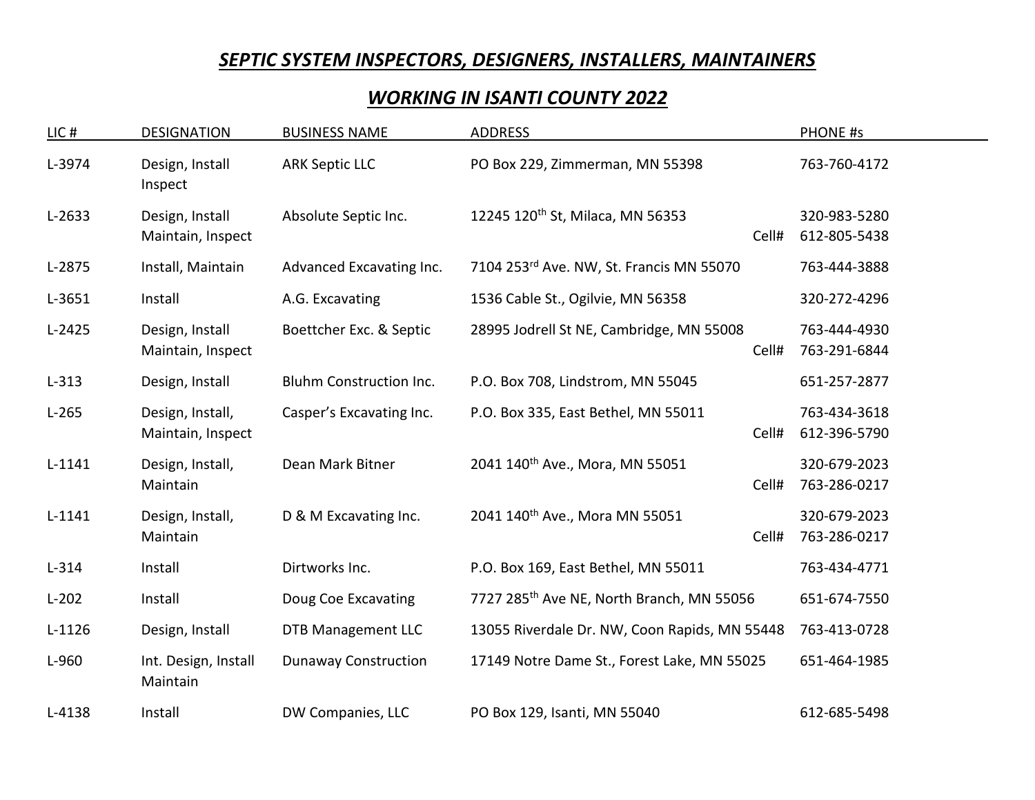# ***SEPTIC SYSTEM INSPECTORS, DESIGNERS, INSTALLERS, MAINTAINERS***

## ***WORKING IN ISANTI COUNTY 2022***

| LIC # | DESIGNATION | BUSINESS NAME | ADDRESS | | PHONE #s |
|---|---|---|---|---|---|
| L-3974 | Design, Install Inspect | ARK Septic LLC | PO Box 229, Zimmerman, MN 55398 | | 763-760-4172 |
| L-2633 | Design, Install Maintain, Inspect | Absolute Septic Inc. | 12245 120th St, Milaca, MN 56353 | Cell# | 320-983-5280 612-805-5438 |
| L-2875 | Install, Maintain | Advanced Excavating Inc. | 7104 253rd Ave. NW, St. Francis MN 55070 | | 763-444-3888 |
| L-3651 | Install | A.G. Excavating | 1536 Cable St., Ogilvie, MN 56358 | | 320-272-4296 |
| L-2425 | Design, Install Maintain, Inspect | Boettcher Exc. & Septic | 28995 Jodrell St NE, Cambridge, MN 55008 | Cell# | 763-444-4930 763-291-6844 |
| L-313 | Design, Install | Bluhm Construction Inc. | P.O. Box 708, Lindstrom, MN 55045 | | 651-257-2877 |
| L-265 | Design, Install, Maintain, Inspect | Casper's Excavating Inc. | P.O. Box 335, East Bethel, MN 55011 | Cell# | 763-434-3618 612-396-5790 |
| L-1141 | Design, Install, Maintain | Dean Mark Bitner | 2041 140th Ave., Mora, MN 55051 | Cell# | 320-679-2023 763-286-0217 |
| L-1141 | Design, Install, Maintain | D & M Excavating Inc. | 2041 140th Ave., Mora MN 55051 | Cell# | 320-679-2023 763-286-0217 |
| L-314 | Install | Dirtworks Inc. | P.O. Box 169, East Bethel, MN 55011 | | 763-434-4771 |
| L-202 | Install | Doug Coe Excavating | 7727 285th Ave NE, North Branch, MN 55056 | | 651-674-7550 |
| L-1126 | Design, Install | DTB Management LLC | 13055 Riverdale Dr. NW, Coon Rapids, MN 55448 | | 763-413-0728 |
| L-960 | Int. Design, Install Maintain | Dunaway Construction | 17149 Notre Dame St., Forest Lake, MN 55025 | | 651-464-1985 |
| L-4138 | Install | DW Companies, LLC | PO Box 129, Isanti, MN 55040 | | 612-685-5498 |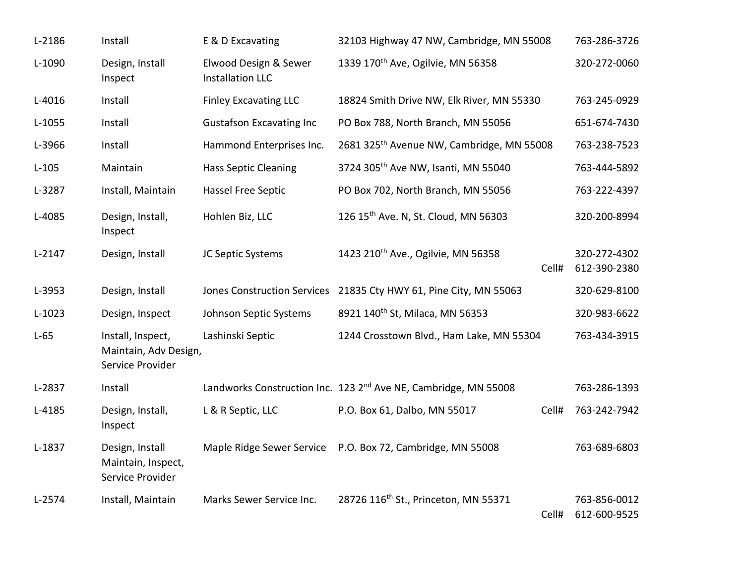| | | | | |
|---|---|---|---|---|
| L-2186 | Install | E & D Excavating | 32103 Highway 47 NW, Cambridge, MN 55008 | 763-286-3726 |
| L-1090 | Design, Install Inspect | Elwood Design & Sewer Installation LLC | 1339 170th Ave, Ogilvie, MN 56358 | 320-272-0060 |
| L-4016 | Install | Finley Excavating LLC | 18824 Smith Drive NW, Elk River, MN 55330 | 763-245-0929 |
| L-1055 | Install | Gustafson Excavating Inc | PO Box 788, North Branch, MN 55056 | 651-674-7430 |
| L-3966 | Install | Hammond Enterprises Inc. | 2681 325th Avenue NW, Cambridge, MN 55008 | 763-238-7523 |
| L-105 | Maintain | Hass Septic Cleaning | 3724 305th Ave NW, Isanti, MN 55040 | 763-444-5892 |
| L-3287 | Install, Maintain | Hassel Free Septic | PO Box 702, North Branch, MN 55056 | 763-222-4397 |
| L-4085 | Design, Install, Inspect | Hohlen Biz, LLC | 126 15th Ave. N, St. Cloud, MN 56303 | 320-200-8994 |
| L-2147 | Design, Install | JC Septic Systems | 1423 210th Ave., Ogilvie, MN 56358 Cell# | 320-272-4302 612-390-2380 |
| L-3953 | Design, Install | Jones Construction Services | 21835 Cty HWY 61, Pine City, MN 55063 | 320-629-8100 |
| L-1023 | Design, Inspect | Johnson Septic Systems | 8921 140th St, Milaca, MN 56353 | 320-983-6622 |
| L-65 | Install, Inspect, Maintain, Adv Design, Service Provider | Lashinski Septic | 1244 Crosstown Blvd., Ham Lake, MN 55304 | 763-434-3915 |
| L-2837 | Install | Landworks Construction Inc. | 123 2nd Ave NE, Cambridge, MN 55008 | 763-286-1393 |
| L-4185 | Design, Install, Inspect | L & R Septic, LLC | P.O. Box 61, Dalbo, MN 55017 Cell# | 763-242-7942 |
| L-1837 | Design, Install Maintain, Inspect, Service Provider | Maple Ridge Sewer Service | P.O. Box 72, Cambridge, MN 55008 | 763-689-6803 |
| L-2574 | Install, Maintain | Marks Sewer Service Inc. | 28726 116th St., Princeton, MN 55371 Cell# | 763-856-0012 612-600-9525 |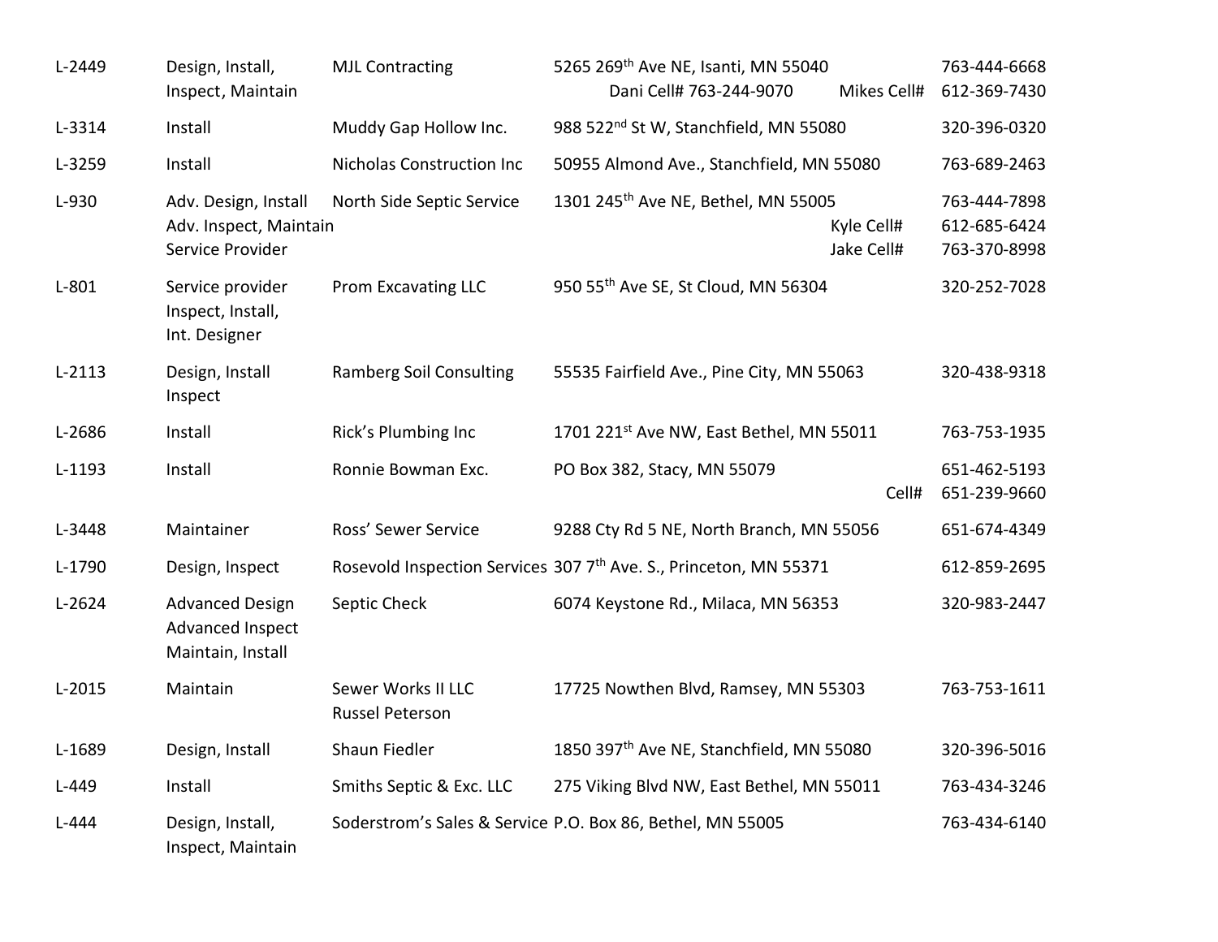| | | | | |
|---|---|---|---|---|
| L-2449 | Design, Install, Inspect, Maintain | MJL Contracting | 5265 269th Ave NE, Isanti, MN 55040<br>Dani Cell# 763-244-9070 Mikes Cell# | 763-444-6668<br>612-369-7430 |
| L-3314 | Install | Muddy Gap Hollow Inc. | 988 522nd St W, Stanchfield, MN 55080 | 320-396-0320 |
| L-3259 | Install | Nicholas Construction Inc | 50955 Almond Ave., Stanchfield, MN 55080 | 763-689-2463 |
| L-930 | Adv. Design, Install<br>Adv. Inspect, Maintain<br>Service Provider | North Side Septic Service | 1301 245th Ave NE, Bethel, MN 55005<br>Kyle Cell#<br>Jake Cell# | 763-444-7898<br>612-685-6424<br>763-370-8998 |
| L-801 | Service provider<br>Inspect, Install,<br>Int. Designer | Prom Excavating LLC | 950 55th Ave SE, St Cloud, MN 56304 | 320-252-7028 |
| L-2113 | Design, Install<br>Inspect | Ramberg Soil Consulting | 55535 Fairfield Ave., Pine City, MN 55063 | 320-438-9318 |
| L-2686 | Install | Rick's Plumbing Inc | 1701 221st Ave NW, East Bethel, MN 55011 | 763-753-1935 |
| L-1193 | Install | Ronnie Bowman Exc. | PO Box 382, Stacy, MN 55079<br>Cell# | 651-462-5193<br>651-239-9660 |
| L-3448 | Maintainer | Ross' Sewer Service | 9288 Cty Rd 5 NE, North Branch, MN 55056 | 651-674-4349 |
| L-1790 | Design, Inspect | Rosevold Inspection Services | 307 7th Ave. S., Princeton, MN 55371 | 612-859-2695 |
| L-2624 | Advanced Design<br>Advanced Inspect<br>Maintain, Install | Septic Check | 6074 Keystone Rd., Milaca, MN 56353 | 320-983-2447 |
| L-2015 | Maintain | Sewer Works II LLC<br>Russel Peterson | 17725 Nowthen Blvd, Ramsey, MN 55303 | 763-753-1611 |
| L-1689 | Design, Install | Shaun Fiedler | 1850 397th Ave NE, Stanchfield, MN 55080 | 320-396-5016 |
| L-449 | Install | Smiths Septic & Exc. LLC | 275 Viking Blvd NW, East Bethel, MN 55011 | 763-434-3246 |
| L-444 | Design, Install,<br>Inspect, Maintain | Soderstrom's Sales & Service | P.O. Box 86, Bethel, MN 55005 | 763-434-6140 |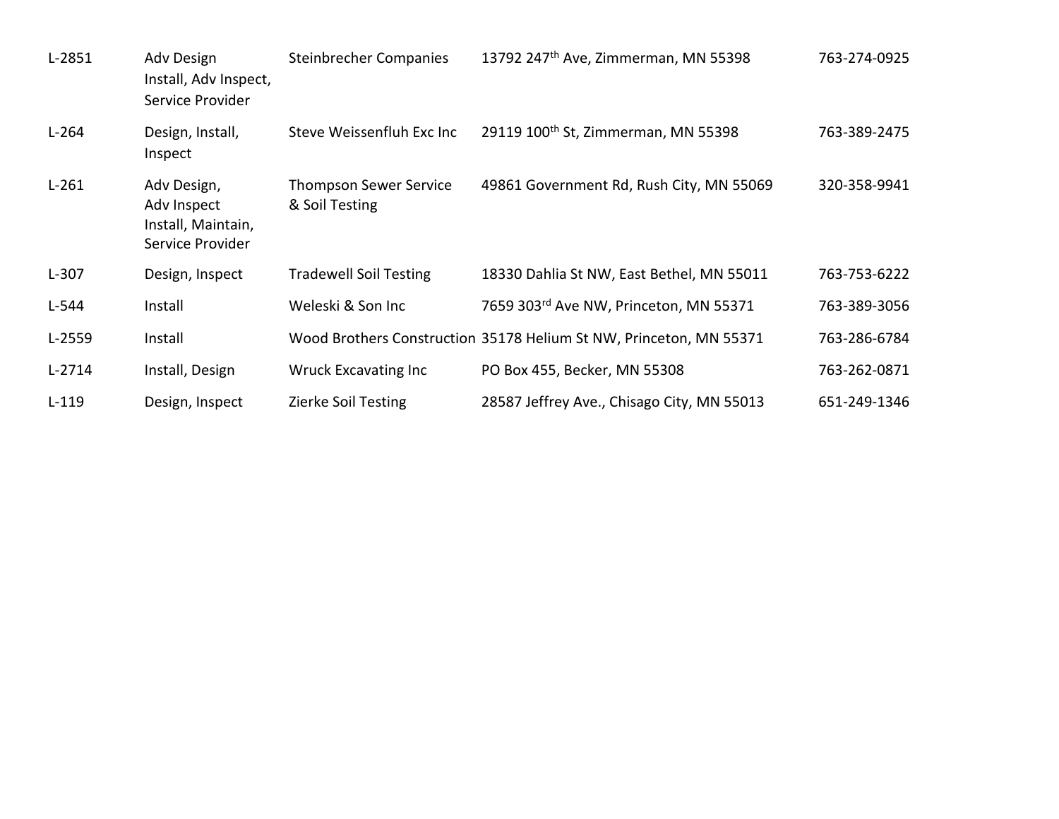| | | | | |
|---|---|---|---|---|
| L-2851 | Adv Design Install, Adv Inspect, Service Provider | Steinbrecher Companies | 13792 247th Ave, Zimmerman, MN 55398 | 763-274-0925 |
| L-264 | Design, Install, Inspect | Steve Weissenfluh Exc Inc | 29119 100th St, Zimmerman, MN 55398 | 763-389-2475 |
| L-261 | Adv Design, Adv Inspect Install, Maintain, Service Provider | Thompson Sewer Service & Soil Testing | 49861 Government Rd, Rush City, MN 55069 | 320-358-9941 |
| L-307 | Design, Inspect | Tradewell Soil Testing | 18330 Dahlia St NW, East Bethel, MN 55011 | 763-753-6222 |
| L-544 | Install | Weleski & Son Inc | 7659 303rd Ave NW, Princeton, MN 55371 | 763-389-3056 |
| L-2559 | Install | Wood Brothers Construction | 35178 Helium St NW, Princeton, MN 55371 | 763-286-6784 |
| L-2714 | Install, Design | Wruck Excavating Inc | PO Box 455, Becker, MN 55308 | 763-262-0871 |
| L-119 | Design, Inspect | Zierke Soil Testing | 28587 Jeffrey Ave., Chisago City, MN 55013 | 651-249-1346 |